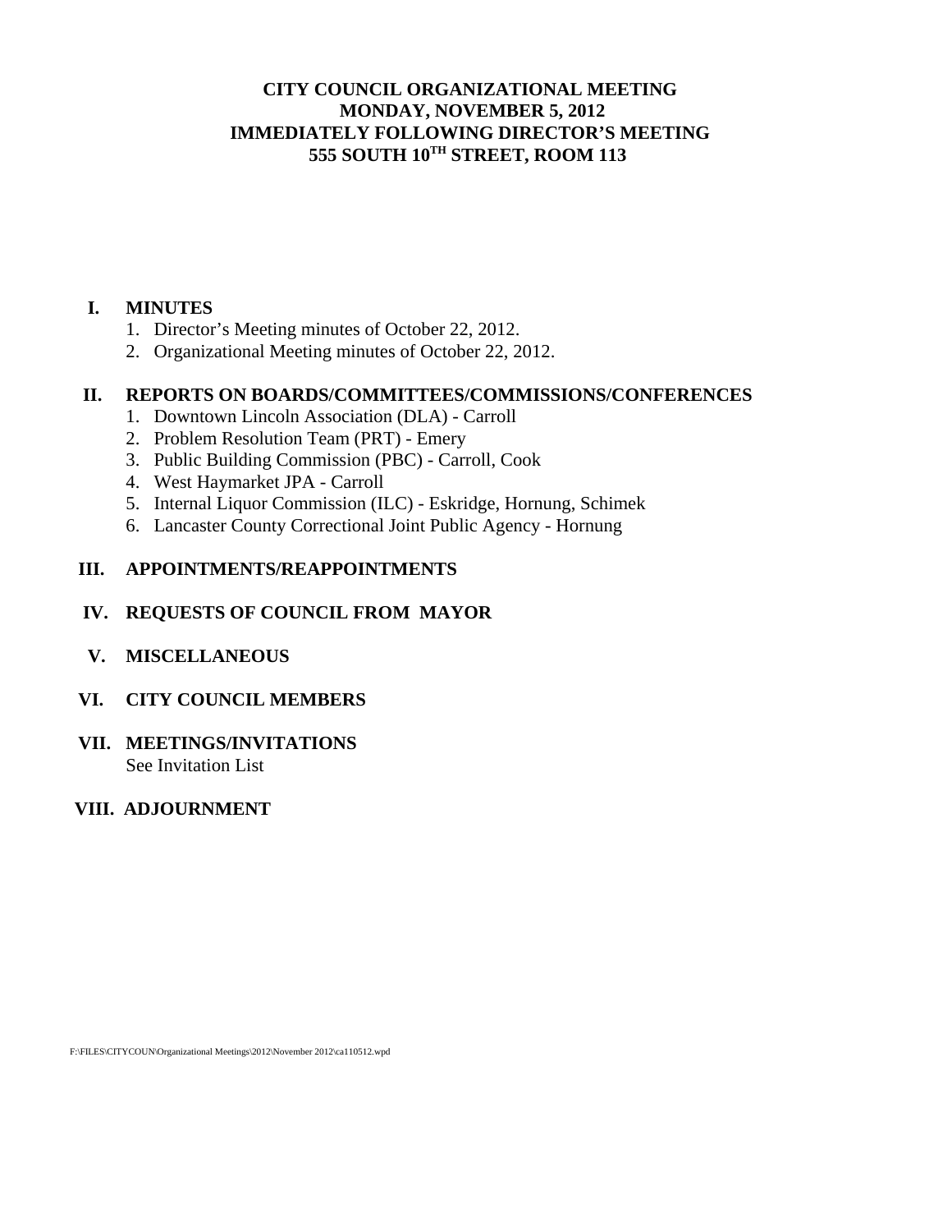# CITY COUNCIL ORGANIZATIONAL MEETING
# MONDAY, NOVEMBER 5, 2012
# IMMEDIATELY FOLLOWING DIRECTOR'S MEETING
# 555 SOUTH 10TH STREET, ROOM 113

**I. MINUTES**

1. Director's Meeting minutes of October 22, 2012.
2. Organizational Meeting minutes of October 22, 2012.

**II. REPORTS ON BOARDS/COMMITTEES/COMMISSIONS/CONFERENCES**

1. Downtown Lincoln Association (DLA) - Carroll
2. Problem Resolution Team (PRT) - Emery
3. Public Building Commission (PBC) - Carroll, Cook
4. West Haymarket JPA - Carroll
5. Internal Liquor Commission (ILC) - Eskridge, Hornung, Schimek
6. Lancaster County Correctional Joint Public Agency - Hornung

**III. APPOINTMENTS/REAPPOINTMENTS**

**IV. REQUESTS OF COUNCIL FROM MAYOR**

**V. MISCELLANEOUS**

**VI. CITY COUNCIL MEMBERS**

**VII. MEETINGS/INVITATIONS**

See Invitation List

**VIII. ADJOURNMENT**

F:\FILES\CITYCOUN\Organizational Meetings\2012\November 2012\ca110512.wpd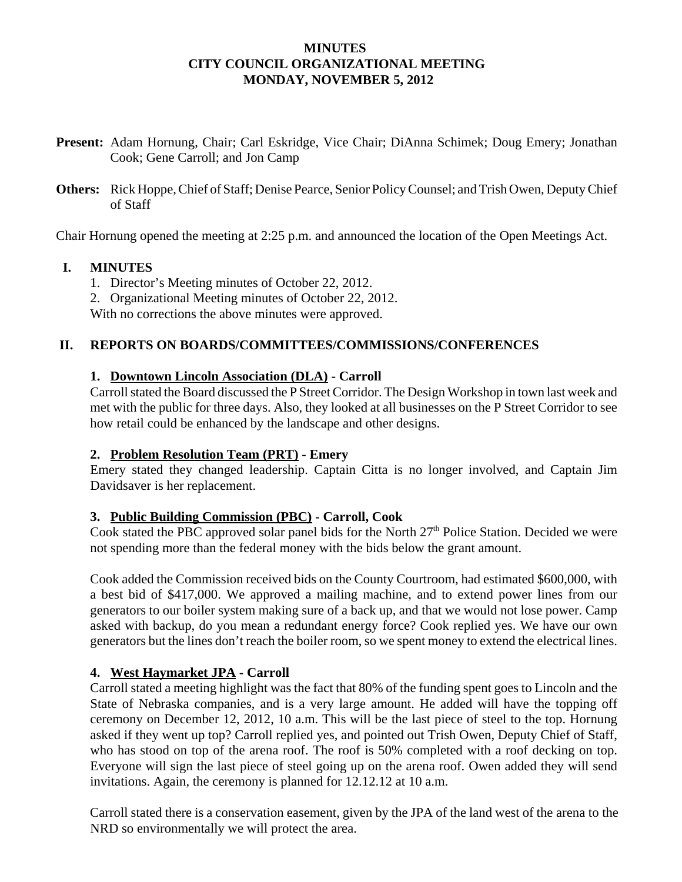**MINUTES**
**CITY COUNCIL ORGANIZATIONAL MEETING**
**MONDAY, NOVEMBER 5, 2012**

**Present:** Adam Hornung, Chair; Carl Eskridge, Vice Chair; DiAnna Schimek; Doug Emery; Jonathan Cook; Gene Carroll; and Jon Camp

**Others:** Rick Hoppe, Chief of Staff; Denise Pearce, Senior Policy Counsel; and Trish Owen, Deputy Chief of Staff

Chair Hornung opened the meeting at 2:25 p.m. and announced the location of the Open Meetings Act.

## I. MINUTES

1. Director's Meeting minutes of October 22, 2012.
2. Organizational Meeting minutes of October 22, 2012.

With no corrections the above minutes were approved.

## II. REPORTS ON BOARDS/COMMITTEES/COMMISSIONS/CONFERENCES

### 1. Downtown Lincoln Association (DLA) - Carroll

Carroll stated the Board discussed the P Street Corridor. The Design Workshop in town last week and met with the public for three days. Also, they looked at all businesses on the P Street Corridor to see how retail could be enhanced by the landscape and other designs.

### 2. Problem Resolution Team (PRT) - Emery

Emery stated they changed leadership. Captain Citta is no longer involved, and Captain Jim Davidsaver is her replacement.

### 3. Public Building Commission (PBC) - Carroll, Cook

Cook stated the PBC approved solar panel bids for the North 27th Police Station. Decided we were not spending more than the federal money with the bids below the grant amount.

Cook added the Commission received bids on the County Courtroom, had estimated $600,000, with a best bid of $417,000. We approved a mailing machine, and to extend power lines from our generators to our boiler system making sure of a back up, and that we would not lose power. Camp asked with backup, do you mean a redundant energy force? Cook replied yes. We have our own generators but the lines don't reach the boiler room, so we spent money to extend the electrical lines.

### 4. West Haymarket JPA - Carroll

Carroll stated a meeting highlight was the fact that 80% of the funding spent goes to Lincoln and the State of Nebraska companies, and is a very large amount. He added will have the topping off ceremony on December 12, 2012, 10 a.m. This will be the last piece of steel to the top. Hornung asked if they went up top? Carroll replied yes, and pointed out Trish Owen, Deputy Chief of Staff, who has stood on top of the arena roof. The roof is 50% completed with a roof decking on top. Everyone will sign the last piece of steel going up on the arena roof. Owen added they will send invitations. Again, the ceremony is planned for 12.12.12 at 10 a.m.

Carroll stated there is a conservation easement, given by the JPA of the land west of the arena to the NRD so environmentally we will protect the area.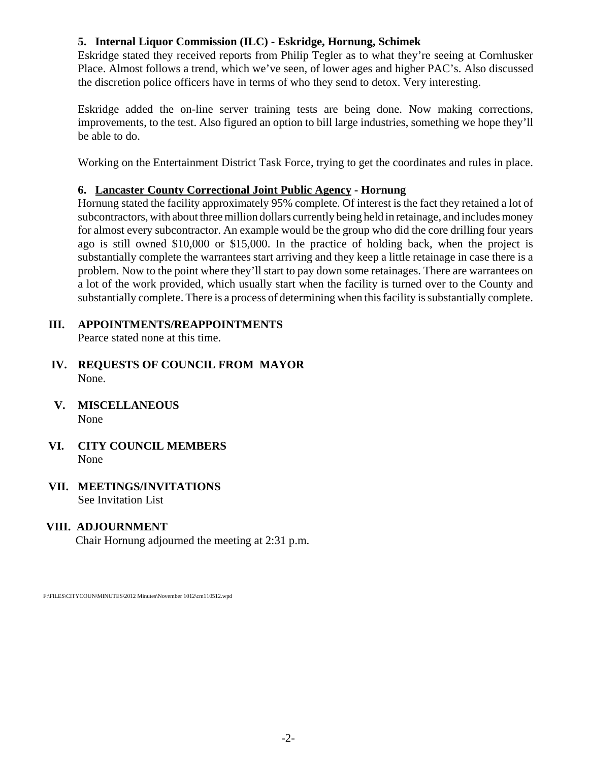**5. Internal Liquor Commission (ILC) - Eskridge, Hornung, Schimek**

Eskridge stated they received reports from Philip Tegler as to what they're seeing at Cornhusker Place. Almost follows a trend, which we've seen, of lower ages and higher PAC's. Also discussed the discretion police officers have in terms of who they send to detox. Very interesting.

Eskridge added the on-line server training tests are being done. Now making corrections, improvements, to the test. Also figured an option to bill large industries, something we hope they'll be able to do.

Working on the Entertainment District Task Force, trying to get the coordinates and rules in place.

**6. Lancaster County Correctional Joint Public Agency - Hornung**

Hornung stated the facility approximately 95% complete. Of interest is the fact they retained a lot of subcontractors, with about three million dollars currently being held in retainage, and includes money for almost every subcontractor. An example would be the group who did the core drilling four years ago is still owned $10,000 or $15,000. In the practice of holding back, when the project is substantially complete the warrantees start arriving and they keep a little retainage in case there is a problem. Now to the point where they'll start to pay down some retainages. There are warrantees on a lot of the work provided, which usually start when the facility is turned over to the County and substantially complete. There is a process of determining when this facility is substantially complete.

## III. APPOINTMENTS/REAPPOINTMENTS

Pearce stated none at this time.

## IV. REQUESTS OF COUNCIL FROM MAYOR

None.

## V. MISCELLANEOUS

None

## VI. CITY COUNCIL MEMBERS

None

## VII. MEETINGS/INVITATIONS

See Invitation List

## VIII. ADJOURNMENT

Chair Hornung adjourned the meeting at 2:31 p.m.

F:\FILES\CITYCOUN\MINUTES\2012 Minutes\November 1012\cm110512.wpd